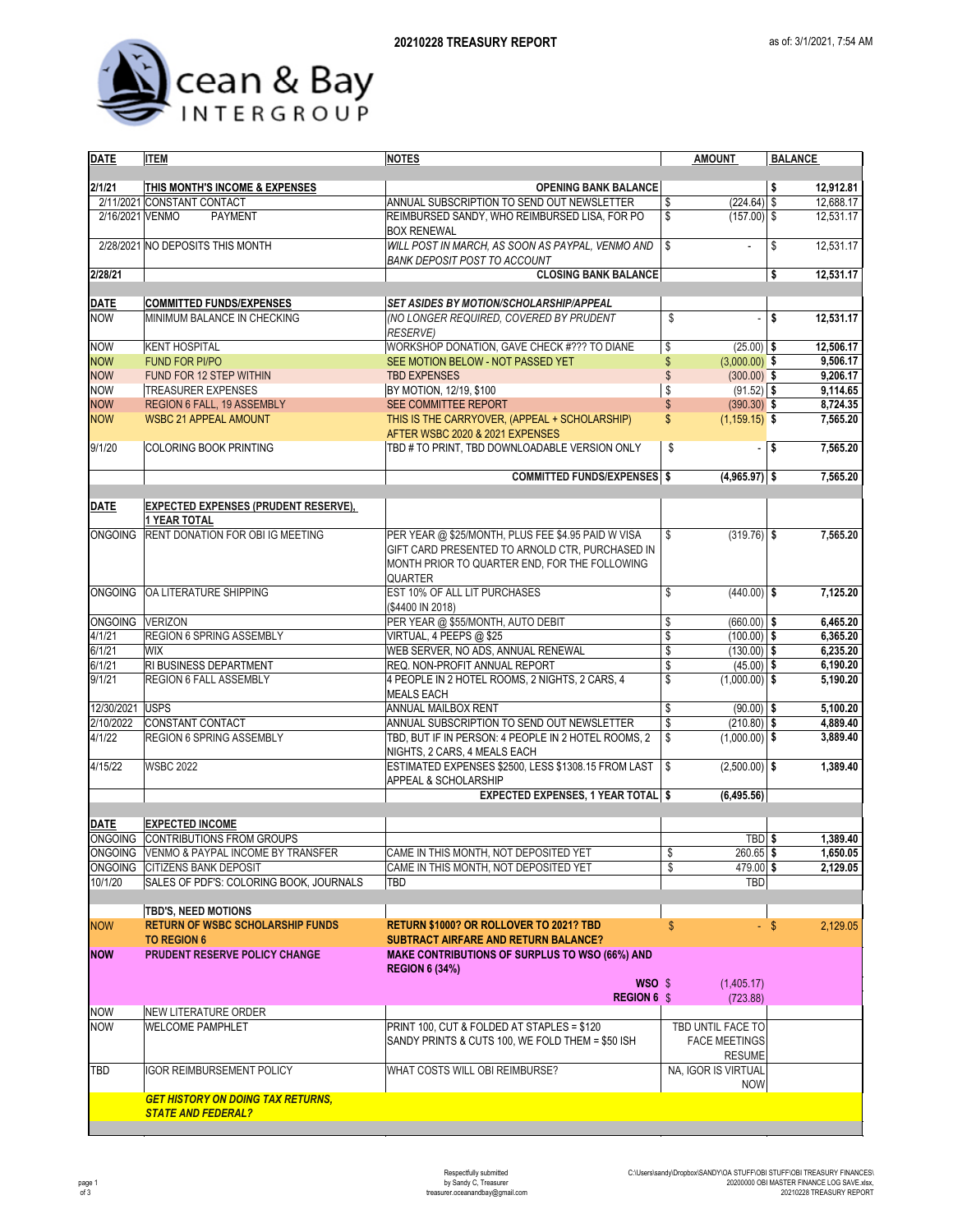# 20210228 TREASURY REPORT

as of: 3/1/2021, 7:54 AM

Ocean & Bay INTERGROUP

| DATE | ITEM | NOTES | AMOUNT | BALANCE |
|---|---|---|---|---|
| **2/1/21** | **THIS MONTH'S INCOME & EXPENSES** | **OPENING BANK BALANCE** | | **$ 12,912.81** |
| 2/11/2021 | CONSTANT CONTACT | ANNUAL SUBSCRIPTION TO SEND OUT NEWSLETTER | $ (224.64) | $ 12,688.17 |
| 2/16/2021 | VENMO PAYMENT | REIMBURSED SANDY, WHO REIMBURSED LISA, FOR PO BOX RENEWAL | $ (157.00) | $ 12,531.17 |
| 2/28/2021 | NO DEPOSITS THIS MONTH | *WILL POST IN MARCH, AS SOON AS PAYPAL, VENMO AND BANK DEPOSIT POST TO ACCOUNT* | $ - | $ 12,531.17 |
| **2/28/21** | | **CLOSING BANK BALANCE** | | **$ 12,531.17** |
| | | | | |
| **DATE** | **COMMITTED FUNDS/EXPENSES** | ***SET ASIDES BY MOTION/SCHOLARSHIP/APPEAL*** | | |
| NOW | MINIMUM BALANCE IN CHECKING | *(NO LONGER REQUIRED, COVERED BY PRUDENT RESERVE)* | $ - | **$ 12,531.17** |
| NOW | KENT HOSPITAL | WORKSHOP DONATION, GAVE CHECK #??? TO DIANE | $ (25.00) | **$ 12,506.17** |
| NOW | FUND FOR PI/PO | SEE MOTION BELOW - NOT PASSED YET | $ (3,000.00) | **$ 9,506.17** |
| NOW | FUND FOR 12 STEP WITHIN | TBD EXPENSES | $ (300.00) | **$ 9,206.17** |
| NOW | TREASURER EXPENSES | BY MOTION, 12/19, $100 | $ (91.52) | **$ 9,114.65** |
| NOW | REGION 6 FALL, 19 ASSEMBLY | SEE COMMITTEE REPORT | $ (390.30) | **$ 8,724.35** |
| NOW | WSBC 21 APPEAL AMOUNT | THIS IS THE CARRYOVER, (APPEAL + SCHOLARSHIP) AFTER WSBC 2020 & 2021 EXPENSES | $ (1,159.15) | **$ 7,565.20** |
| 9/1/20 | COLORING BOOK PRINTING | TBD # TO PRINT, TBD DOWNLOADABLE VERSION ONLY | $ - | **$ 7,565.20** |
| | | **COMMITTED FUNDS/EXPENSES** | **$ (4,965.97)** | **$ 7,565.20** |
| | | | | |
| **DATE** | **EXPECTED EXPENSES (PRUDENT RESERVE), 1 YEAR TOTAL** | | | |
| ONGOING | RENT DONATION FOR OBI IG MEETING | PER YEAR @ $25/MONTH, PLUS FEE $4.95 PAID W VISA GIFT CARD PRESENTED TO ARNOLD CTR, PURCHASED IN MONTH PRIOR TO QUARTER END, FOR THE FOLLOWING QUARTER | $ (319.76) | **$ 7,565.20** |
| ONGOING | OA LITERATURE SHIPPING | EST 10% OF ALL LIT PURCHASES ($4400 IN 2018) | $ (440.00) | **$ 7,125.20** |
| ONGOING | VERIZON | PER YEAR @ $55/MONTH, AUTO DEBIT | $ (660.00) | **$ 6,465.20** |
| 4/1/21 | REGION 6 SPRING ASSEMBLY | VIRTUAL, 4 PEEPS @ $25 | $ (100.00) | **$ 6,365.20** |
| 6/1/21 | WIX | WEB SERVER, NO ADS, ANNUAL RENEWAL | $ (130.00) | **$ 6,235.20** |
| 6/1/21 | RI BUSINESS DEPARTMENT | REQ. NON-PROFIT ANNUAL REPORT | $ (45.00) | **$ 6,190.20** |
| 9/1/21 | REGION 6 FALL ASSEMBLY | 4 PEOPLE IN 2 HOTEL ROOMS, 2 NIGHTS, 2 CARS, 4 MEALS EACH | $ (1,000.00) | **$ 5,190.20** |
| 12/30/2021 | USPS | ANNUAL MAILBOX RENT | $ (90.00) | **$ 5,100.20** |
| 2/10/2022 | CONSTANT CONTACT | ANNUAL SUBSCRIPTION TO SEND OUT NEWSLETTER | $ (210.80) | **$ 4,889.40** |
| 4/1/22 | REGION 6 SPRING ASSEMBLY | TBD, BUT IF IN PERSON: 4 PEOPLE IN 2 HOTEL ROOMS, 2 NIGHTS, 2 CARS, 4 MEALS EACH | $ (1,000.00) | **$ 3,889.40** |
| 4/15/22 | WSBC 2022 | ESTIMATED EXPENSES $2500, LESS $1308.15 FROM LAST APPEAL & SCHOLARSHIP | $ (2,500.00) | **$ 1,389.40** |
| | | **EXPECTED EXPENSES, 1 YEAR TOTAL** | **$ (6,495.56)** | |
| | | | | |
| **DATE** | **EXPECTED INCOME** | | | |
| ONGOING | CONTRIBUTIONS FROM GROUPS | | TBD | **$ 1,389.40** |
| ONGOING | VENMO & PAYPAL INCOME BY TRANSFER | CAME IN THIS MONTH, NOT DEPOSITED YET | $ 260.65 | **$ 1,650.05** |
| ONGOING | CITIZENS BANK DEPOSIT | CAME IN THIS MONTH, NOT DEPOSITED YET | $ 479.00 | **$ 2,129.05** |
| 10/1/20 | SALES OF PDF'S: COLORING BOOK, JOURNALS | TBD | TBD | |
| | | | | |
| | **TBD'S, NEED MOTIONS** | | | |
| NOW | **RETURN OF WSBC SCHOLARSHIP FUNDS TO REGION 6** | **RETURN $1000? OR ROLLOVER TO 2021? TBD SUBTRACT AIRFARE AND RETURN BALANCE?** | $ - | $ 2,129.05 |
| **NOW** | **PRUDENT RESERVE POLICY CHANGE** | **MAKE CONTRIBUTIONS OF SURPLUS TO WSO (66%) AND REGION 6 (34%)** | | |
| | | **WSO** | $ (1,405.17) | |
| | | **REGION 6** | $ (723.88) | |
| NOW | NEW LITERATURE ORDER | | | |
| NOW | WELCOME PAMPHLET | PRINT 100, CUT & FOLDED AT STAPLES = $120 SANDY PRINTS & CUTS 100, WE FOLD THEM = $50 ISH | TBD UNTIL FACE TO FACE MEETINGS RESUME | |
| TBD | IGOR REIMBURSEMENT POLICY | WHAT COSTS WILL OBI REIMBURSE? | NA, IGOR IS VIRTUAL NOW | |
| | ***GET HISTORY ON DOING TAX RETURNS, STATE AND FEDERAL?*** | | | |

Respectfully submitted
by Sandy C, Treasurer
treasurer.oceanandbay@gmail.com

C:\Users\sandy\Dropbox\SANDY\OA STUFF\OBI STUFF\OBI TREASURY FINANCES\20200000 OBI MASTER FINANCE LOG SAVE.xlsx, 20210228 TREASURY REPORT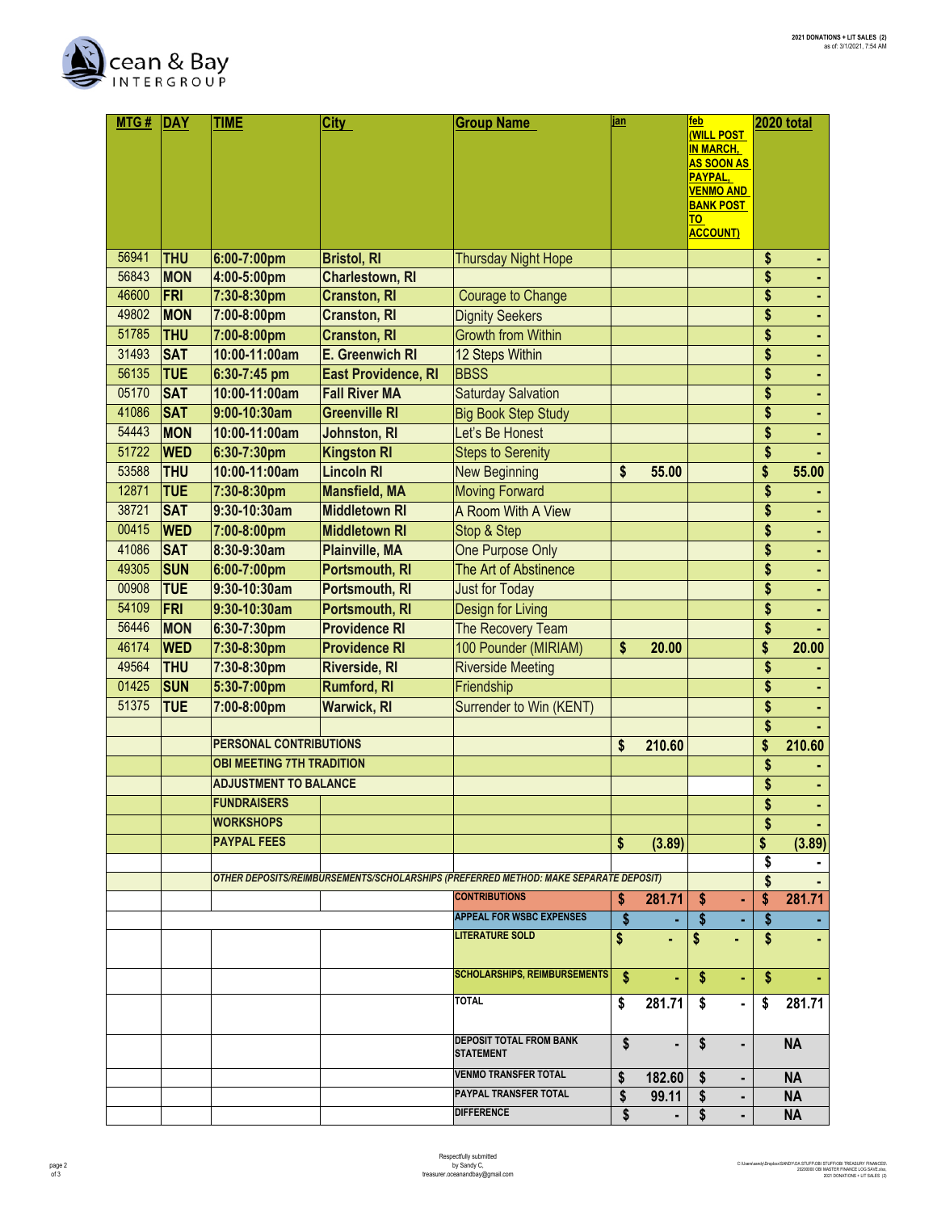2021 DONATIONS + LIT SALES (2)
as of: 3/1/2021, 7:54 AM

| MTG # | DAY | TIME | City | Group Name | jan | feb (WILL POST IN MARCH, AS SOON AS PAYPAL, VENMO AND BANK POST TO ACCOUNT) | 2020 total |
|---|---|---|---|---|---|---|---|
| 56941 | THU | 6:00-7:00pm | Bristol, RI | Thursday Night Hope | | | $ - |
| 56843 | MON | 4:00-5:00pm | Charlestown, RI | | | | $ - |
| 46600 | FRI | 7:30-8:30pm | Cranston, RI | Courage to Change | | | $ - |
| 49802 | MON | 7:00-8:00pm | Cranston, RI | Dignity Seekers | | | $ - |
| 51785 | THU | 7:00-8:00pm | Cranston, RI | Growth from Within | | | $ - |
| 31493 | SAT | 10:00-11:00am | E. Greenwich RI | 12 Steps Within | | | $ - |
| 56135 | TUE | 6:30-7:45 pm | East Providence, RI | BBSS | | | $ - |
| 05170 | SAT | 10:00-11:00am | Fall River MA | Saturday Salvation | | | $ - |
| 41086 | SAT | 9:00-10:30am | Greenville RI | Big Book Step Study | | | $ - |
| 54443 | MON | 10:00-11:00am | Johnston, RI | Let's Be Honest | | | $ - |
| 51722 | WED | 6:30-7:30pm | Kingston RI | Steps to Serenity | | | $ - |
| 53588 | THU | 10:00-11:00am | Lincoln RI | New Beginning | $ 55.00 | | $ 55.00 |
| 12871 | TUE | 7:30-8:30pm | Mansfield, MA | Moving Forward | | | $ - |
| 38721 | SAT | 9:30-10:30am | Middletown RI | A Room With A View | | | $ - |
| 00415 | WED | 7:00-8:00pm | Middletown RI | Stop & Step | | | $ - |
| 41086 | SAT | 8:30-9:30am | Plainville, MA | One Purpose Only | | | $ - |
| 49305 | SUN | 6:00-7:00pm | Portsmouth, RI | The Art of Abstinence | | | $ - |
| 00908 | TUE | 9:30-10:30am | Portsmouth, RI | Just for Today | | | $ - |
| 54109 | FRI | 9:30-10:30am | Portsmouth, RI | Design for Living | | | $ - |
| 56446 | MON | 6:30-7:30pm | Providence RI | The Recovery Team | | | $ - |
| 46174 | WED | 7:30-8:30pm | Providence RI | 100 Pounder (MIRIAM) | $ 20.00 | | $ 20.00 |
| 49564 | THU | 7:30-8:30pm | Riverside, RI | Riverside Meeting | | | $ - |
| 01425 | SUN | 5:30-7:00pm | Rumford, RI | Friendship | | | $ - |
| 51375 | TUE | 7:00-8:00pm | Warwick, RI | Surrender to Win (KENT) | | | $ - |
| | | | | | | | $ - |
| | | PERSONAL CONTRIBUTIONS | | | $ 210.60 | | $ 210.60 |
| | | OBI MEETING 7TH TRADITION | | | | | $ - |
| | | ADJUSTMENT TO BALANCE | | | | | $ - |
| | | FUNDRAISERS | | | | | $ - |
| | | WORKSHOPS | | | | | $ - |
| | | PAYPAL FEES | | | $ (3.89) | | $ (3.89) |
| | | | | | | | $ - |
| | | *OTHER DEPOSITS/REIMBURSEMENTS/SCHOLARSHIPS (PREFERRED METHOD: MAKE SEPARATE DEPOSIT)* | | | | | $ - |
| | | | | CONTRIBUTIONS | $ 281.71 | $ - | $ 281.71 |
| | | | | APPEAL FOR WSBC EXPENSES | $ - | $ - | $ - |
| | | | | LITERATURE SOLD | $ - | $ - | $ - |
| | | | | SCHOLARSHIPS, REIMBURSEMENTS | $ - | $ - | $ - |
| | | | | TOTAL | $ 281.71 | $ - | $ 281.71 |
| | | | | DEPOSIT TOTAL FROM BANK STATEMENT | $ - | $ - | NA |
| | | | | VENMO TRANSFER TOTAL | $ 182.60 | $ - | NA |
| | | | | PAYPAL TRANSFER TOTAL | $ 99.11 | $ - | NA |
| | | | | DIFFERENCE | $ - | $ - | NA |

Respectfully submitted
by Sandy C,
treasurer.oceanandbay@gmail.com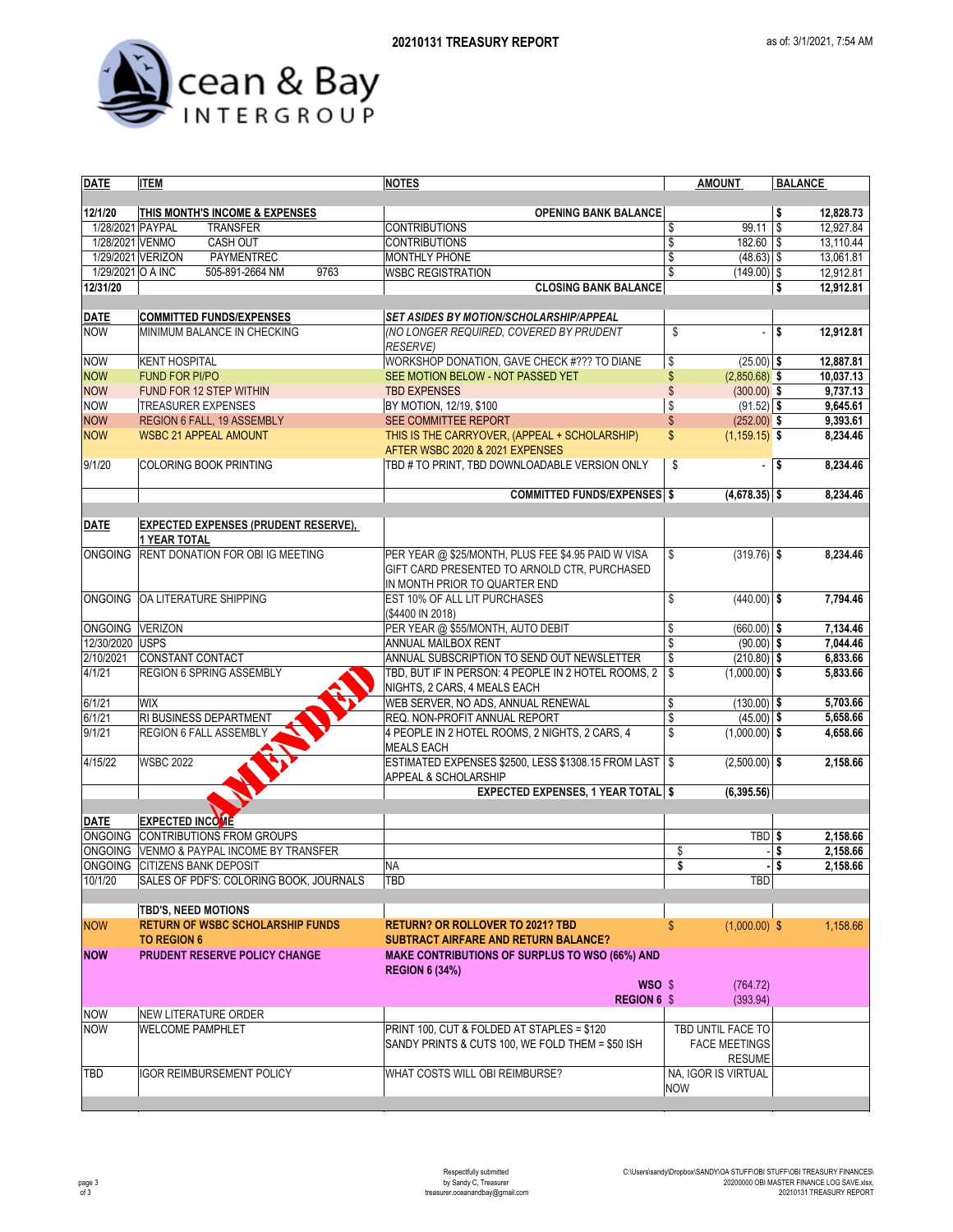# 20210131 TREASURY REPORT

as of: 3/1/2021, 7:54 AM

Ocean & Bay INTERGROUP

AMENDED

| DATE | ITEM | NOTES | AMOUNT | BALANCE |
|---|---|---|---|---|
| 12/1/20 | **THIS MONTH'S INCOME & EXPENSES** | **OPENING BANK BALANCE** | | **$ 12,828.73** |
| 1/28/2021 | PAYPAL TRANSFER | CONTRIBUTIONS | $ 99.11 | $ 12,927.84 |
| 1/28/2021 | VENMO CASH OUT | CONTRIBUTIONS | $ 182.60 | $ 13,110.44 |
| 1/29/2021 | VERIZON PAYMENTREC | MONTHLY PHONE | $ (48.63) | $ 13,061.81 |
| 1/29/2021 | O A INC 505-891-2664 NM 9763 | WSBC REGISTRATION | $ (149.00) | $ 12,912.81 |
| 12/31/20 | | **CLOSING BANK BALANCE** | | **$ 12,912.81** |
| **DATE** | **COMMITTED FUNDS/EXPENSES** | ***SET ASIDES BY MOTION/SCHOLARSHIP/APPEAL*** | | |
| NOW | MINIMUM BALANCE IN CHECKING | *(NO LONGER REQUIRED, COVERED BY PRUDENT RESERVE)* | $ - | **$ 12,912.81** |
| NOW | KENT HOSPITAL | WORKSHOP DONATION, GAVE CHECK #??? TO DIANE | $ (25.00) | **$ 12,887.81** |
| NOW | FUND FOR PI/PO | SEE MOTION BELOW - NOT PASSED YET | $ (2,850.68) | **$ 10,037.13** |
| NOW | FUND FOR 12 STEP WITHIN | TBD EXPENSES | $ (300.00) | **$ 9,737.13** |
| NOW | TREASURER EXPENSES | BY MOTION, 12/19, $100 | $ (91.52) | **$ 9,645.61** |
| NOW | REGION 6 FALL, 19 ASSEMBLY | SEE COMMITTEE REPORT | $ (252.00) | **$ 9,393.61** |
| NOW | WSBC 21 APPEAL AMOUNT | THIS IS THE CARRYOVER, (APPEAL + SCHOLARSHIP) AFTER WSBC 2020 & 2021 EXPENSES | $ (1,159.15) | **$ 8,234.46** |
| 9/1/20 | COLORING BOOK PRINTING | TBD # TO PRINT, TBD DOWNLOADABLE VERSION ONLY | $ - | **$ 8,234.46** |
| | | **COMMITTED FUNDS/EXPENSES** | **$ (4,678.35)** | **$ 8,234.46** |
| **DATE** | **EXPECTED EXPENSES (PRUDENT RESERVE), 1 YEAR TOTAL** | | | |
| ONGOING | RENT DONATION FOR OBI IG MEETING | PER YEAR @ $25/MONTH, PLUS FEE $4.95 PAID W VISA GIFT CARD PRESENTED TO ARNOLD CTR, PURCHASED IN MONTH PRIOR TO QUARTER END | $ (319.76) | **$ 8,234.46** |
| ONGOING | OA LITERATURE SHIPPING | EST 10% OF ALL LIT PURCHASES ($4400 IN 2018) | $ (440.00) | **$ 7,794.46** |
| ONGOING | VERIZON | PER YEAR @ $55/MONTH, AUTO DEBIT | $ (660.00) | **$ 7,134.46** |
| 12/30/2020 | USPS | ANNUAL MAILBOX RENT | $ (90.00) | **$ 7,044.46** |
| 2/10/2021 | CONSTANT CONTACT | ANNUAL SUBSCRIPTION TO SEND OUT NEWSLETTER | $ (210.80) | **$ 6,833.66** |
| 4/1/21 | REGION 6 SPRING ASSEMBLY | TBD, BUT IF IN PERSON: 4 PEOPLE IN 2 HOTEL ROOMS, 2 NIGHTS, 2 CARS, 4 MEALS EACH | $ (1,000.00) | **$ 5,833.66** |
| 6/1/21 | WIX | WEB SERVER, NO ADS, ANNUAL RENEWAL | $ (130.00) | **$ 5,703.66** |
| 6/1/21 | RI BUSINESS DEPARTMENT | REQ. NON-PROFIT ANNUAL REPORT | $ (45.00) | **$ 5,658.66** |
| 9/1/21 | REGION 6 FALL ASSEMBLY | 4 PEOPLE IN 2 HOTEL ROOMS, 2 NIGHTS, 2 CARS, 4 MEALS EACH | $ (1,000.00) | **$ 4,658.66** |
| 4/15/22 | WSBC 2022 | ESTIMATED EXPENSES $2500, LESS $1308.15 FROM LAST APPEAL & SCHOLARSHIP | $ (2,500.00) | **$ 2,158.66** |
| | | **EXPECTED EXPENSES, 1 YEAR TOTAL** | **$ (6,395.56)** | |
| **DATE** | **EXPECTED INCOME** | | | |
| ONGOING | CONTRIBUTIONS FROM GROUPS | | TBD | **$ 2,158.66** |
| ONGOING | VENMO & PAYPAL INCOME BY TRANSFER | | $ - | **$ 2,158.66** |
| ONGOING | CITIZENS BANK DEPOSIT | NA | **$ -** | **$ 2,158.66** |
| 10/1/20 | SALES OF PDF'S: COLORING BOOK, JOURNALS | TBD | TBD | |
| | **TBD'S, NEED MOTIONS** | | | |
| **NOW** | **RETURN OF WSBC SCHOLARSHIP FUNDS TO REGION 6** | **RETURN? OR ROLLOVER TO 2021? TBD SUBTRACT AIRFARE AND RETURN BALANCE?** | $ (1,000.00) | $ 1,158.66 |
| **NOW** | **PRUDENT RESERVE POLICY CHANGE** | **MAKE CONTRIBUTIONS OF SURPLUS TO WSO (66%) AND REGION 6 (34%)** | | |
| | | **WSO** | $ (764.72) | |
| | | **REGION 6** | $ (393.94) | |
| NOW | NEW LITERATURE ORDER | | | |
| NOW | WELCOME PAMPHLET | PRINT 100, CUT & FOLDED AT STAPLES = $120 SANDY PRINTS & CUTS 100, WE FOLD THEM = $50 ISH | TBD UNTIL FACE TO FACE MEETINGS RESUME | |
| TBD | IGOR REIMBURSEMENT POLICY | WHAT COSTS WILL OBI REIMBURSE? | NA, IGOR IS VIRTUAL NOW | |

Respectfully submitted
by Sandy C, Treasurer
treasurer.oceanandbay@gmail.com

C:\Users\sandy\Dropbox\SANDY\OA STUFF\OBI STUFF\OBI TREASURY FINANCES\20200000 OBI MASTER FINANCE LOG SAVE.xlsx, 20210131 TREASURY REPORT